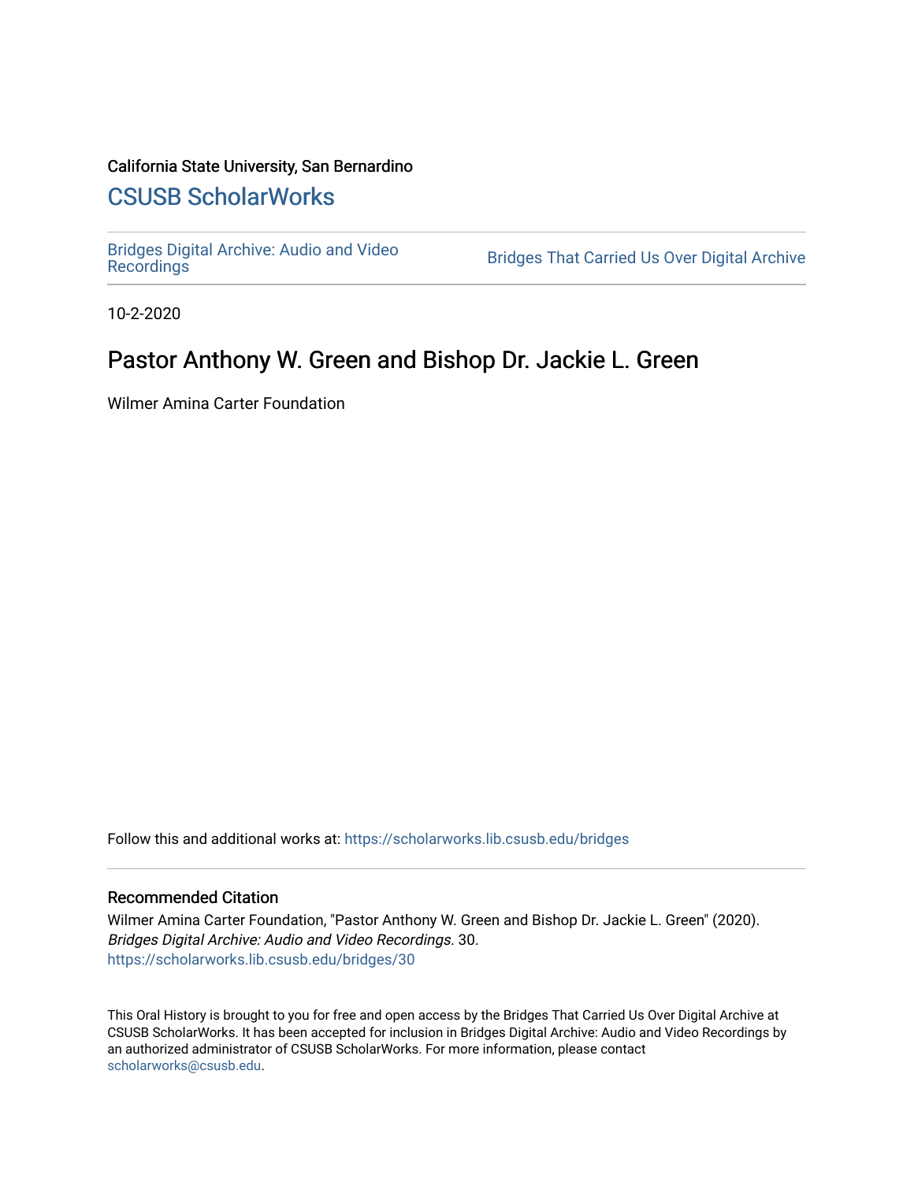California State University, San Bernardino

## CSUSB ScholarWorks

Bridges Digital Archive: Audio and Video Recordings

Bridges That Carried Us Over Digital Archive

10-2-2020

# Pastor Anthony W. Green and Bishop Dr. Jackie L. Green

Wilmer Amina Carter Foundation

Follow this and additional works at: https://scholarworks.lib.csusb.edu/bridges

### Recommended Citation

Wilmer Amina Carter Foundation, "Pastor Anthony W. Green and Bishop Dr. Jackie L. Green" (2020). *Bridges Digital Archive: Audio and Video Recordings*. 30.
https://scholarworks.lib.csusb.edu/bridges/30

This Oral History is brought to you for free and open access by the Bridges That Carried Us Over Digital Archive at CSUSB ScholarWorks. It has been accepted for inclusion in Bridges Digital Archive: Audio and Video Recordings by an authorized administrator of CSUSB ScholarWorks. For more information, please contact scholarworks@csusb.edu.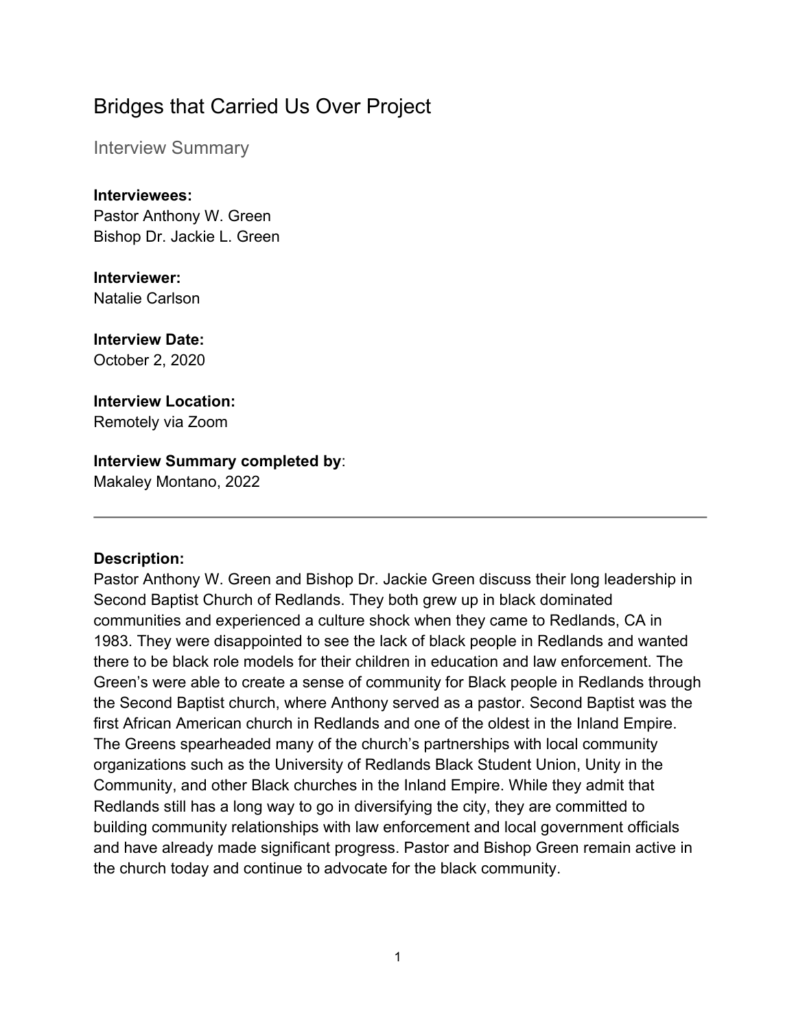# Bridges that Carried Us Over Project

## Interview Summary

**Interviewees:**
Pastor Anthony W. Green
Bishop Dr. Jackie L. Green

**Interviewer:**
Natalie Carlson

**Interview Date:**
October 2, 2020

**Interview Location:**
Remotely via Zoom

**Interview Summary completed by**:
Makaley Montano, 2022

---

**Description:**
Pastor Anthony W. Green and Bishop Dr. Jackie Green discuss their long leadership in Second Baptist Church of Redlands. They both grew up in black dominated communities and experienced a culture shock when they came to Redlands, CA in 1983. They were disappointed to see the lack of black people in Redlands and wanted there to be black role models for their children in education and law enforcement. The Green's were able to create a sense of community for Black people in Redlands through the Second Baptist church, where Anthony served as a pastor. Second Baptist was the first African American church in Redlands and one of the oldest in the Inland Empire. The Greens spearheaded many of the church's partnerships with local community organizations such as the University of Redlands Black Student Union, Unity in the Community, and other Black churches in the Inland Empire. While they admit that Redlands still has a long way to go in diversifying the city, they are committed to building community relationships with law enforcement and local government officials and have already made significant progress. Pastor and Bishop Green remain active in the church today and continue to advocate for the black community.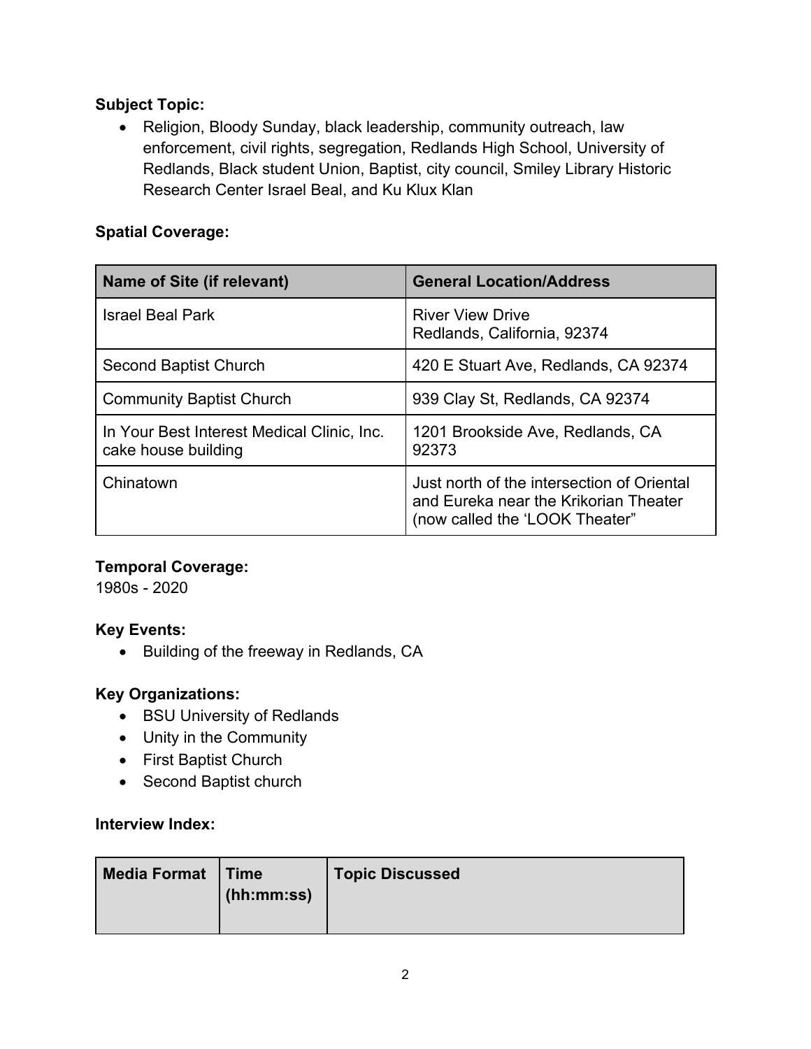**Subject Topic:**

- Religion, Bloody Sunday, black leadership, community outreach, law enforcement, civil rights, segregation, Redlands High School, University of Redlands, Black student Union, Baptist, city council, Smiley Library Historic Research Center Israel Beal, and Ku Klux Klan

**Spatial Coverage:**

| Name of Site (if relevant) | General Location/Address |
|---|---|
| Israel Beal Park | River View Drive<br>Redlands, California, 92374 |
| Second Baptist Church | 420 E Stuart Ave, Redlands, CA 92374 |
| Community Baptist Church | 939 Clay St, Redlands, CA 92374 |
| In Your Best Interest Medical Clinic, Inc. cake house building | 1201 Brookside Ave, Redlands, CA 92373 |
| Chinatown | Just north of the intersection of Oriental and Eureka near the Krikorian Theater (now called the 'LOOK Theater" |

**Temporal Coverage:**
1980s - 2020

**Key Events:**

- Building of the freeway in Redlands, CA

**Key Organizations:**

- BSU University of Redlands
- Unity in the Community
- First Baptist Church
- Second Baptist church

**Interview Index:**

| Media Format | Time (hh:mm:ss) | Topic Discussed |
|---|---|---|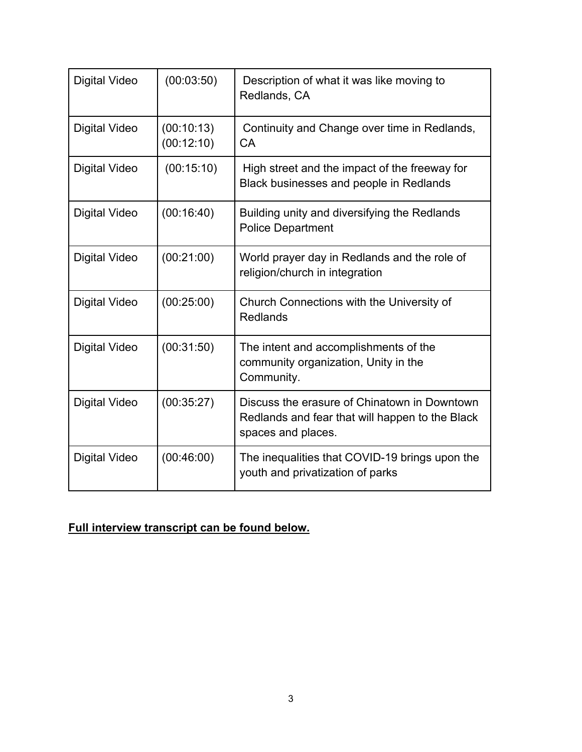| | | |
|---|---|---|
| Digital Video | (00:03:50) | Description of what it was like moving to Redlands, CA |
| Digital Video | (00:10:13) (00:12:10) | Continuity and Change over time in Redlands, CA |
| Digital Video | (00:15:10) | High street and the impact of the freeway for Black businesses and people in Redlands |
| Digital Video | (00:16:40) | Building unity and diversifying the Redlands Police Department |
| Digital Video | (00:21:00) | World prayer day in Redlands and the role of religion/church in integration |
| Digital Video | (00:25:00) | Church Connections with the University of Redlands |
| Digital Video | (00:31:50) | The intent and accomplishments of the community organization, Unity in the Community. |
| Digital Video | (00:35:27) | Discuss the erasure of Chinatown in Downtown Redlands and fear that will happen to the Black spaces and places. |
| Digital Video | (00:46:00) | The inequalities that COVID-19 brings upon the youth and privatization of parks |

**Full interview transcript can be found below.**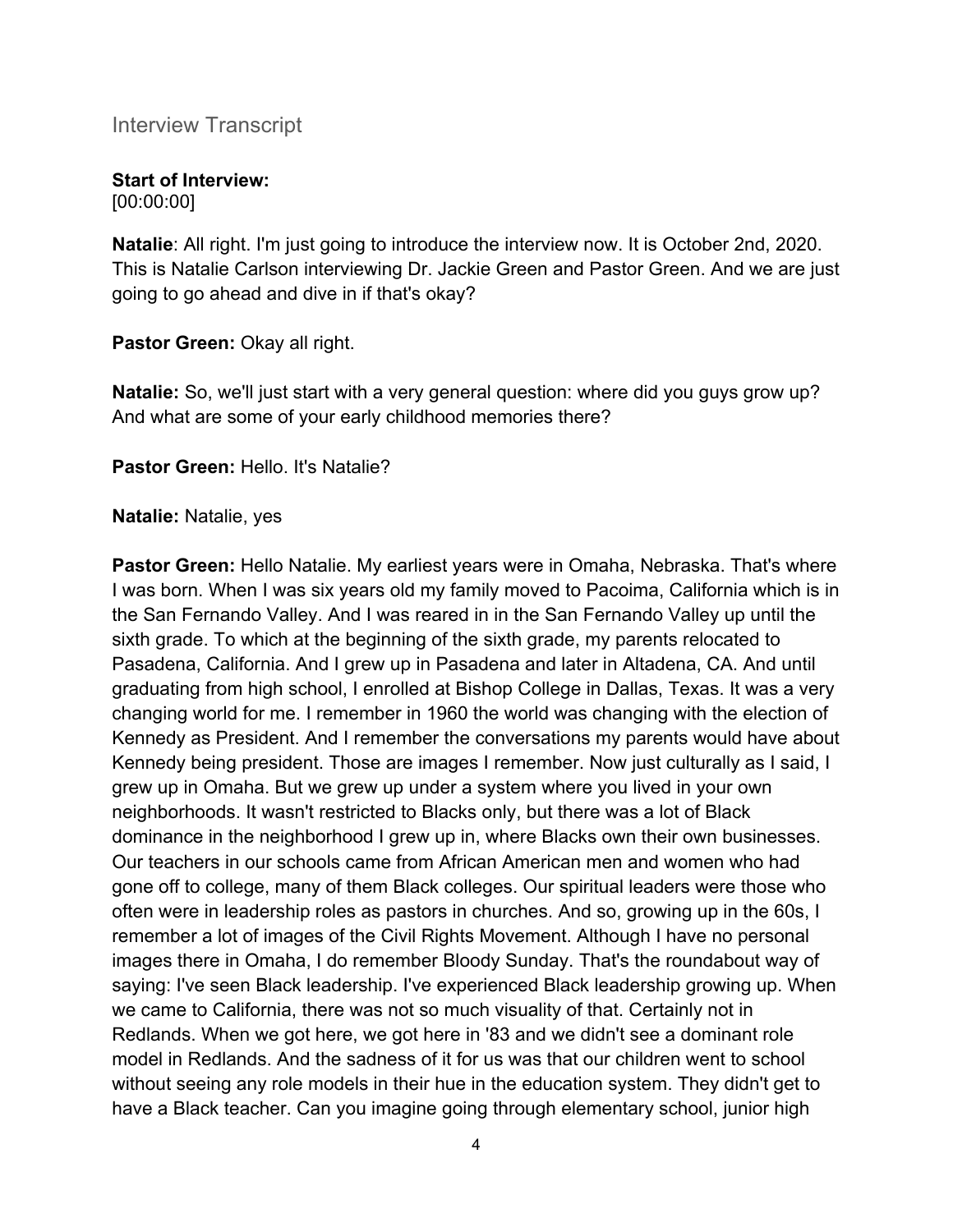## Interview Transcript

**Start of Interview:**
[00:00:00]

**Natalie**: All right. I'm just going to introduce the interview now. It is October 2nd, 2020. This is Natalie Carlson interviewing Dr. Jackie Green and Pastor Green. And we are just going to go ahead and dive in if that's okay?

**Pastor Green:** Okay all right.

**Natalie:** So, we'll just start with a very general question: where did you guys grow up? And what are some of your early childhood memories there?

**Pastor Green:** Hello. It's Natalie?

**Natalie:** Natalie, yes

**Pastor Green:** Hello Natalie. My earliest years were in Omaha, Nebraska. That's where I was born. When I was six years old my family moved to Pacoima, California which is in the San Fernando Valley. And I was reared in in the San Fernando Valley up until the sixth grade. To which at the beginning of the sixth grade, my parents relocated to Pasadena, California. And I grew up in Pasadena and later in Altadena, CA. And until graduating from high school, I enrolled at Bishop College in Dallas, Texas. It was a very changing world for me. I remember in 1960 the world was changing with the election of Kennedy as President. And I remember the conversations my parents would have about Kennedy being president. Those are images I remember. Now just culturally as I said, I grew up in Omaha. But we grew up under a system where you lived in your own neighborhoods. It wasn't restricted to Blacks only, but there was a lot of Black dominance in the neighborhood I grew up in, where Blacks own their own businesses. Our teachers in our schools came from African American men and women who had gone off to college, many of them Black colleges. Our spiritual leaders were those who often were in leadership roles as pastors in churches. And so, growing up in the 60s, I remember a lot of images of the Civil Rights Movement. Although I have no personal images there in Omaha, I do remember Bloody Sunday. That's the roundabout way of saying: I've seen Black leadership. I've experienced Black leadership growing up. When we came to California, there was not so much visuality of that. Certainly not in Redlands. When we got here, we got here in '83 and we didn't see a dominant role model in Redlands. And the sadness of it for us was that our children went to school without seeing any role models in their hue in the education system. They didn't get to have a Black teacher. Can you imagine going through elementary school, junior high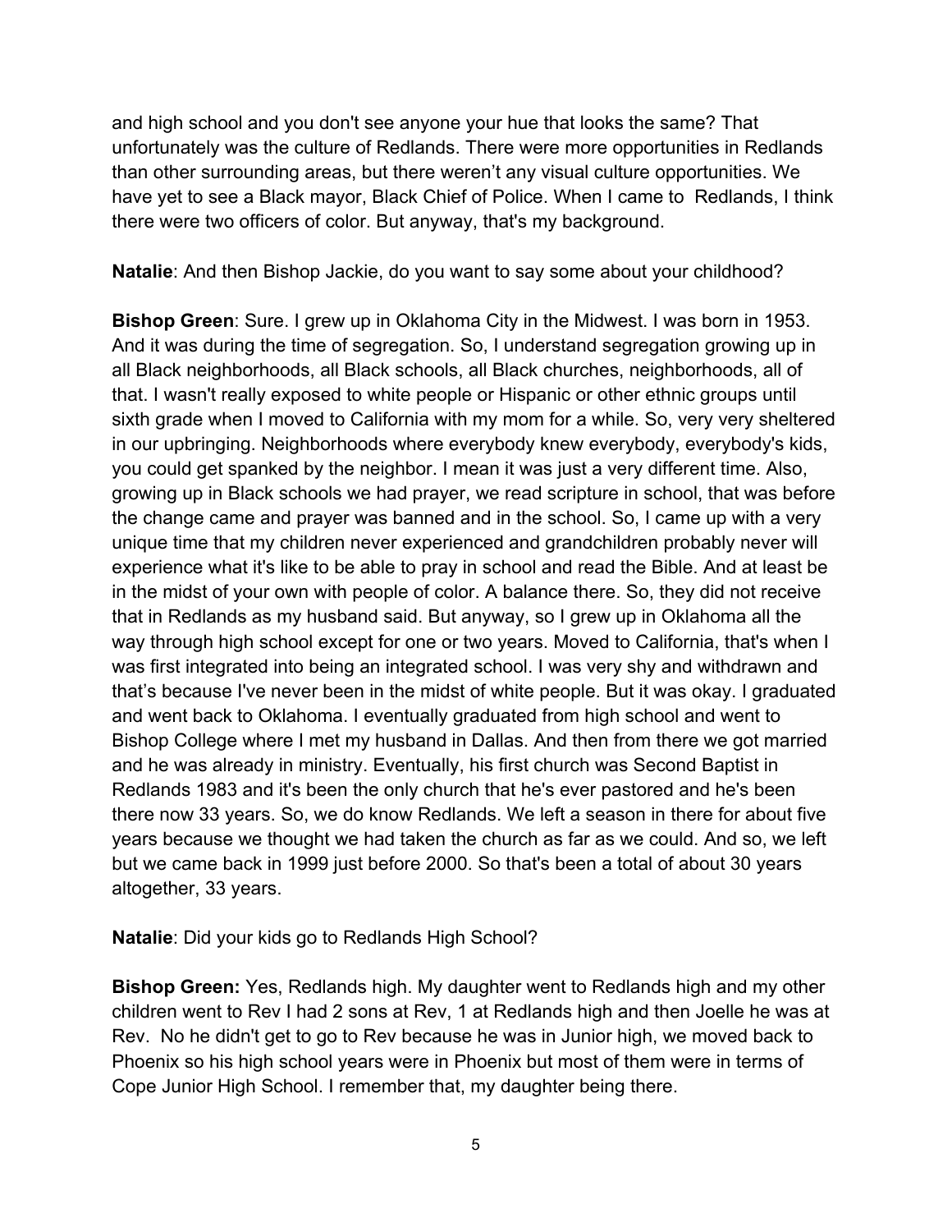and high school and you don't see anyone your hue that looks the same? That unfortunately was the culture of Redlands. There were more opportunities in Redlands than other surrounding areas, but there weren't any visual culture opportunities. We have yet to see a Black mayor, Black Chief of Police. When I came to Redlands, I think there were two officers of color. But anyway, that's my background.

**Natalie**: And then Bishop Jackie, do you want to say some about your childhood?

**Bishop Green**: Sure. I grew up in Oklahoma City in the Midwest. I was born in 1953. And it was during the time of segregation. So, I understand segregation growing up in all Black neighborhoods, all Black schools, all Black churches, neighborhoods, all of that. I wasn't really exposed to white people or Hispanic or other ethnic groups until sixth grade when I moved to California with my mom for a while. So, very very sheltered in our upbringing. Neighborhoods where everybody knew everybody, everybody's kids, you could get spanked by the neighbor. I mean it was just a very different time. Also, growing up in Black schools we had prayer, we read scripture in school, that was before the change came and prayer was banned and in the school. So, I came up with a very unique time that my children never experienced and grandchildren probably never will experience what it's like to be able to pray in school and read the Bible. And at least be in the midst of your own with people of color. A balance there. So, they did not receive that in Redlands as my husband said. But anyway, so I grew up in Oklahoma all the way through high school except for one or two years. Moved to California, that's when I was first integrated into being an integrated school. I was very shy and withdrawn and that's because I've never been in the midst of white people. But it was okay. I graduated and went back to Oklahoma. I eventually graduated from high school and went to Bishop College where I met my husband in Dallas. And then from there we got married and he was already in ministry. Eventually, his first church was Second Baptist in Redlands 1983 and it's been the only church that he's ever pastored and he's been there now 33 years. So, we do know Redlands. We left a season in there for about five years because we thought we had taken the church as far as we could. And so, we left but we came back in 1999 just before 2000. So that's been a total of about 30 years altogether, 33 years.

**Natalie**: Did your kids go to Redlands High School?

**Bishop Green:** Yes, Redlands high. My daughter went to Redlands high and my other children went to Rev I had 2 sons at Rev, 1 at Redlands high and then Joelle he was at Rev. No he didn't get to go to Rev because he was in Junior high, we moved back to Phoenix so his high school years were in Phoenix but most of them were in terms of Cope Junior High School. I remember that, my daughter being there.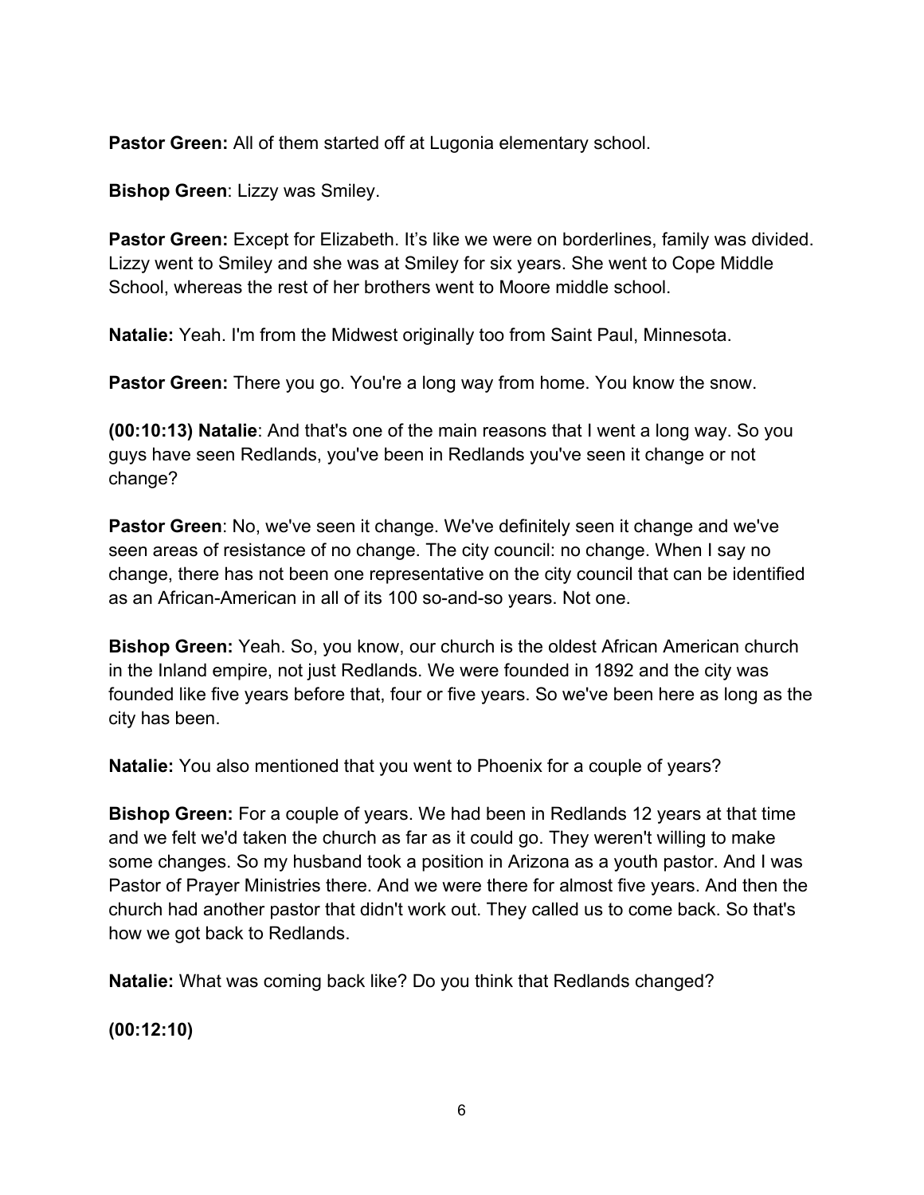**Pastor Green:** All of them started off at Lugonia elementary school.

**Bishop Green**: Lizzy was Smiley.

**Pastor Green:** Except for Elizabeth. It's like we were on borderlines, family was divided. Lizzy went to Smiley and she was at Smiley for six years. She went to Cope Middle School, whereas the rest of her brothers went to Moore middle school.

**Natalie:** Yeah. I'm from the Midwest originally too from Saint Paul, Minnesota.

**Pastor Green:** There you go. You're a long way from home. You know the snow.

**(00:10:13) Natalie**: And that's one of the main reasons that I went a long way. So you guys have seen Redlands, you've been in Redlands you've seen it change or not change?

**Pastor Green**: No, we've seen it change. We've definitely seen it change and we've seen areas of resistance of no change. The city council: no change. When I say no change, there has not been one representative on the city council that can be identified as an African-American in all of its 100 so-and-so years. Not one.

**Bishop Green:** Yeah. So, you know, our church is the oldest African American church in the Inland empire, not just Redlands. We were founded in 1892 and the city was founded like five years before that, four or five years. So we've been here as long as the city has been.

**Natalie:** You also mentioned that you went to Phoenix for a couple of years?

**Bishop Green:** For a couple of years. We had been in Redlands 12 years at that time and we felt we'd taken the church as far as it could go. They weren't willing to make some changes. So my husband took a position in Arizona as a youth pastor. And I was Pastor of Prayer Ministries there. And we were there for almost five years. And then the church had another pastor that didn't work out. They called us to come back. So that's how we got back to Redlands.

**Natalie:** What was coming back like? Do you think that Redlands changed?

**(00:12:10)**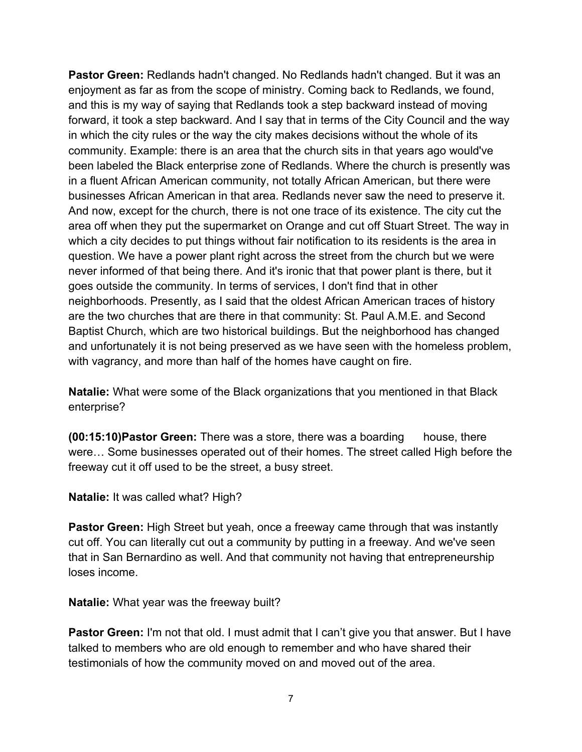**Pastor Green:** Redlands hadn't changed. No Redlands hadn't changed. But it was an enjoyment as far as from the scope of ministry. Coming back to Redlands, we found, and this is my way of saying that Redlands took a step backward instead of moving forward, it took a step backward. And I say that in terms of the City Council and the way in which the city rules or the way the city makes decisions without the whole of its community. Example: there is an area that the church sits in that years ago would've been labeled the Black enterprise zone of Redlands. Where the church is presently was in a fluent African American community, not totally African American, but there were businesses African American in that area. Redlands never saw the need to preserve it. And now, except for the church, there is not one trace of its existence. The city cut the area off when they put the supermarket on Orange and cut off Stuart Street. The way in which a city decides to put things without fair notification to its residents is the area in question. We have a power plant right across the street from the church but we were never informed of that being there. And it's ironic that that power plant is there, but it goes outside the community. In terms of services, I don't find that in other neighborhoods. Presently, as I said that the oldest African American traces of history are the two churches that are there in that community: St. Paul A.M.E. and Second Baptist Church, which are two historical buildings. But the neighborhood has changed and unfortunately it is not being preserved as we have seen with the homeless problem, with vagrancy, and more than half of the homes have caught on fire.

**Natalie:** What were some of the Black organizations that you mentioned in that Black enterprise?

**(00:15:10)Pastor Green:** There was a store, there was a boarding house, there were… Some businesses operated out of their homes. The street called High before the freeway cut it off used to be the street, a busy street.

**Natalie:** It was called what? High?

**Pastor Green:** High Street but yeah, once a freeway came through that was instantly cut off. You can literally cut out a community by putting in a freeway. And we've seen that in San Bernardino as well. And that community not having that entrepreneurship loses income.

**Natalie:** What year was the freeway built?

**Pastor Green:** I'm not that old. I must admit that I can't give you that answer. But I have talked to members who are old enough to remember and who have shared their testimonials of how the community moved on and moved out of the area.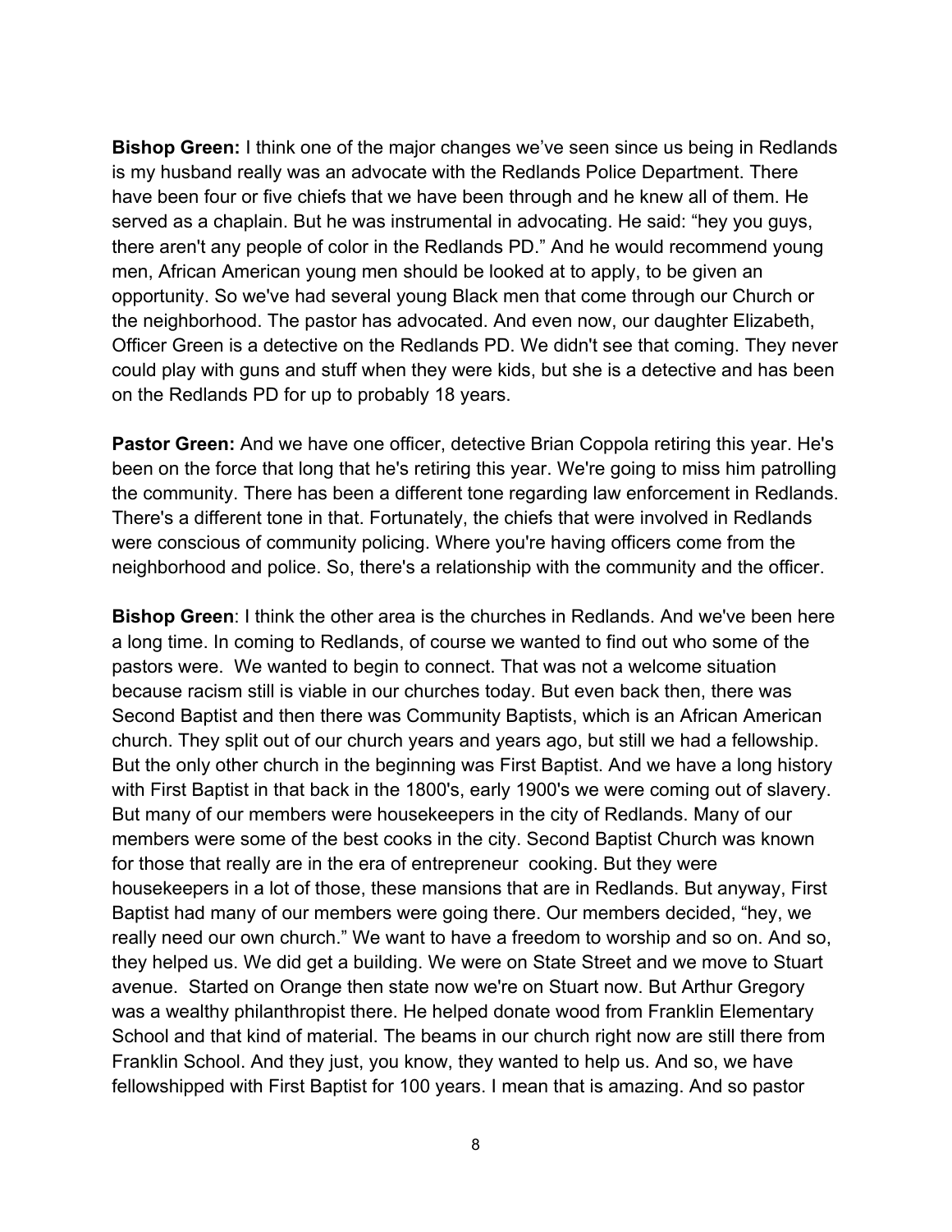**Bishop Green:** I think one of the major changes we've seen since us being in Redlands is my husband really was an advocate with the Redlands Police Department. There have been four or five chiefs that we have been through and he knew all of them. He served as a chaplain. But he was instrumental in advocating. He said: "hey you guys, there aren't any people of color in the Redlands PD." And he would recommend young men, African American young men should be looked at to apply, to be given an opportunity. So we've had several young Black men that come through our Church or the neighborhood. The pastor has advocated. And even now, our daughter Elizabeth, Officer Green is a detective on the Redlands PD. We didn't see that coming. They never could play with guns and stuff when they were kids, but she is a detective and has been on the Redlands PD for up to probably 18 years.

**Pastor Green:** And we have one officer, detective Brian Coppola retiring this year. He's been on the force that long that he's retiring this year. We're going to miss him patrolling the community. There has been a different tone regarding law enforcement in Redlands. There's a different tone in that. Fortunately, the chiefs that were involved in Redlands were conscious of community policing. Where you're having officers come from the neighborhood and police. So, there's a relationship with the community and the officer.

**Bishop Green**: I think the other area is the churches in Redlands. And we've been here a long time. In coming to Redlands, of course we wanted to find out who some of the pastors were. We wanted to begin to connect. That was not a welcome situation because racism still is viable in our churches today. But even back then, there was Second Baptist and then there was Community Baptists, which is an African American church. They split out of our church years and years ago, but still we had a fellowship. But the only other church in the beginning was First Baptist. And we have a long history with First Baptist in that back in the 1800's, early 1900's we were coming out of slavery. But many of our members were housekeepers in the city of Redlands. Many of our members were some of the best cooks in the city. Second Baptist Church was known for those that really are in the era of entrepreneur cooking. But they were housekeepers in a lot of those, these mansions that are in Redlands. But anyway, First Baptist had many of our members were going there. Our members decided, "hey, we really need our own church." We want to have a freedom to worship and so on. And so, they helped us. We did get a building. We were on State Street and we move to Stuart avenue. Started on Orange then state now we're on Stuart now. But Arthur Gregory was a wealthy philanthropist there. He helped donate wood from Franklin Elementary School and that kind of material. The beams in our church right now are still there from Franklin School. And they just, you know, they wanted to help us. And so, we have fellowshipped with First Baptist for 100 years. I mean that is amazing. And so pastor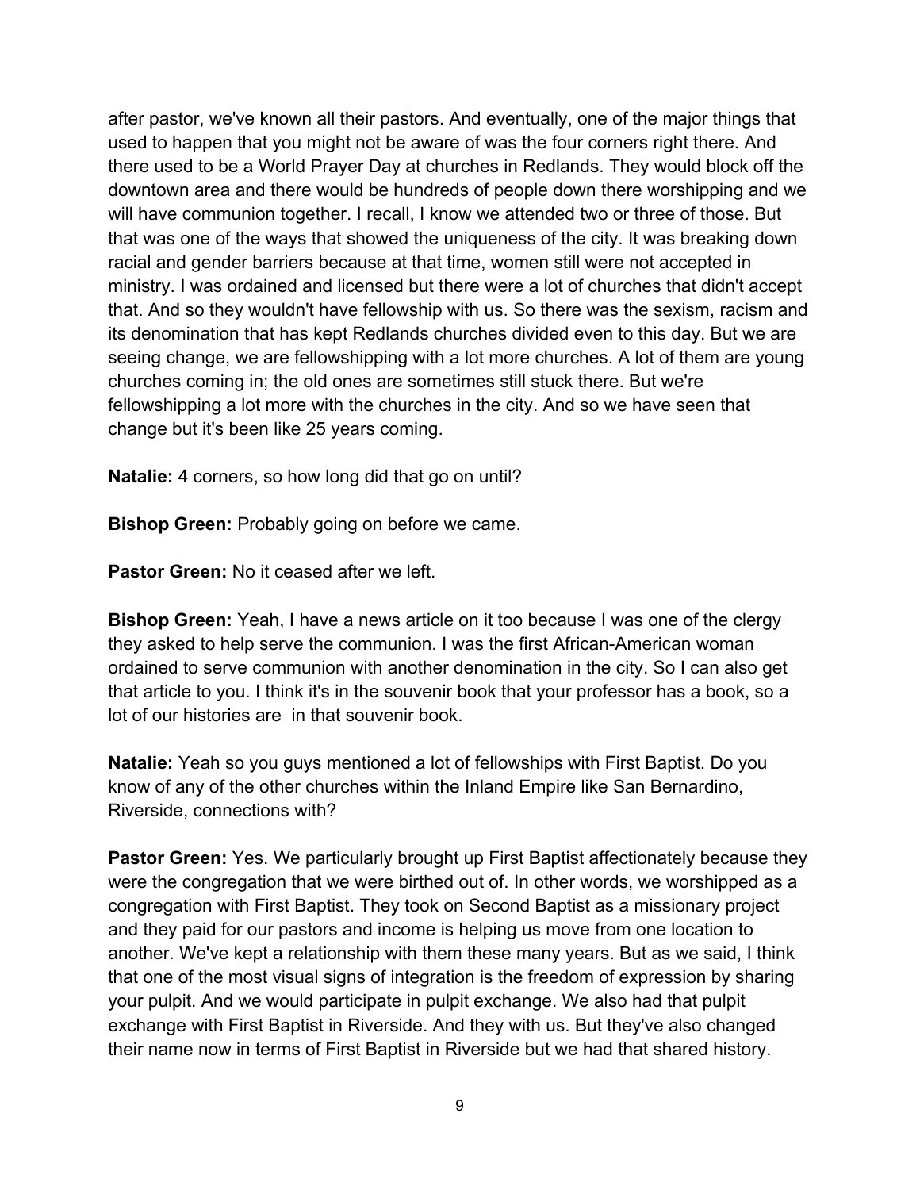after pastor, we've known all their pastors. And eventually, one of the major things that used to happen that you might not be aware of was the four corners right there. And there used to be a World Prayer Day at churches in Redlands. They would block off the downtown area and there would be hundreds of people down there worshipping and we will have communion together. I recall, I know we attended two or three of those. But that was one of the ways that showed the uniqueness of the city. It was breaking down racial and gender barriers because at that time, women still were not accepted in ministry. I was ordained and licensed but there were a lot of churches that didn't accept that. And so they wouldn't have fellowship with us. So there was the sexism, racism and its denomination that has kept Redlands churches divided even to this day. But we are seeing change, we are fellowshipping with a lot more churches. A lot of them are young churches coming in; the old ones are sometimes still stuck there. But we're fellowshipping a lot more with the churches in the city. And so we have seen that change but it's been like 25 years coming.

**Natalie:** 4 corners, so how long did that go on until?

**Bishop Green:** Probably going on before we came.

**Pastor Green:** No it ceased after we left.

**Bishop Green:** Yeah, I have a news article on it too because I was one of the clergy they asked to help serve the communion. I was the first African-American woman ordained to serve communion with another denomination in the city. So I can also get that article to you. I think it's in the souvenir book that your professor has a book, so a lot of our histories are in that souvenir book.

**Natalie:** Yeah so you guys mentioned a lot of fellowships with First Baptist. Do you know of any of the other churches within the Inland Empire like San Bernardino, Riverside, connections with?

**Pastor Green:** Yes. We particularly brought up First Baptist affectionately because they were the congregation that we were birthed out of. In other words, we worshipped as a congregation with First Baptist. They took on Second Baptist as a missionary project and they paid for our pastors and income is helping us move from one location to another. We've kept a relationship with them these many years. But as we said, I think that one of the most visual signs of integration is the freedom of expression by sharing your pulpit. And we would participate in pulpit exchange. We also had that pulpit exchange with First Baptist in Riverside. And they with us. But they've also changed their name now in terms of First Baptist in Riverside but we had that shared history.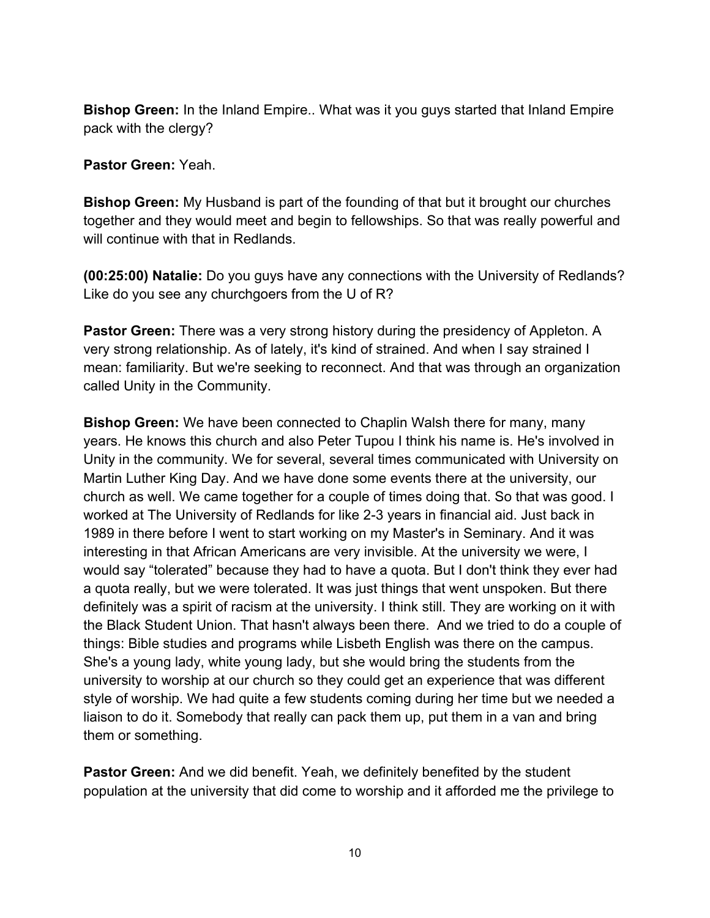**Bishop Green:** In the Inland Empire.. What was it you guys started that Inland Empire pack with the clergy?

**Pastor Green:** Yeah.

**Bishop Green:** My Husband is part of the founding of that but it brought our churches together and they would meet and begin to fellowships. So that was really powerful and will continue with that in Redlands.

**(00:25:00) Natalie:** Do you guys have any connections with the University of Redlands? Like do you see any churchgoers from the U of R?

**Pastor Green:** There was a very strong history during the presidency of Appleton. A very strong relationship. As of lately, it's kind of strained. And when I say strained I mean: familiarity. But we're seeking to reconnect. And that was through an organization called Unity in the Community.

**Bishop Green:** We have been connected to Chaplin Walsh there for many, many years. He knows this church and also Peter Tupou I think his name is. He's involved in Unity in the community. We for several, several times communicated with University on Martin Luther King Day. And we have done some events there at the university, our church as well. We came together for a couple of times doing that. So that was good. I worked at The University of Redlands for like 2-3 years in financial aid. Just back in 1989 in there before I went to start working on my Master's in Seminary. And it was interesting in that African Americans are very invisible. At the university we were, I would say "tolerated" because they had to have a quota. But I don't think they ever had a quota really, but we were tolerated. It was just things that went unspoken. But there definitely was a spirit of racism at the university. I think still. They are working on it with the Black Student Union. That hasn't always been there. And we tried to do a couple of things: Bible studies and programs while Lisbeth English was there on the campus. She's a young lady, white young lady, but she would bring the students from the university to worship at our church so they could get an experience that was different style of worship. We had quite a few students coming during her time but we needed a liaison to do it. Somebody that really can pack them up, put them in a van and bring them or something.

**Pastor Green:** And we did benefit. Yeah, we definitely benefited by the student population at the university that did come to worship and it afforded me the privilege to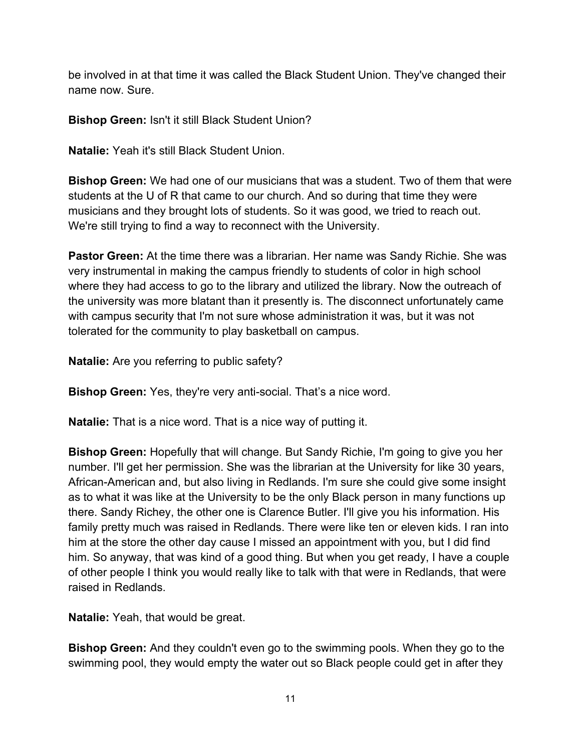be involved in at that time it was called the Black Student Union. They've changed their name now. Sure.

**Bishop Green:** Isn't it still Black Student Union?

**Natalie:** Yeah it's still Black Student Union.

**Bishop Green:** We had one of our musicians that was a student. Two of them that were students at the U of R that came to our church. And so during that time they were musicians and they brought lots of students. So it was good, we tried to reach out. We're still trying to find a way to reconnect with the University.

**Pastor Green:** At the time there was a librarian. Her name was Sandy Richie. She was very instrumental in making the campus friendly to students of color in high school where they had access to go to the library and utilized the library. Now the outreach of the university was more blatant than it presently is. The disconnect unfortunately came with campus security that I'm not sure whose administration it was, but it was not tolerated for the community to play basketball on campus.

**Natalie:** Are you referring to public safety?

**Bishop Green:** Yes, they're very anti-social. That's a nice word.

**Natalie:** That is a nice word. That is a nice way of putting it.

**Bishop Green:** Hopefully that will change. But Sandy Richie, I'm going to give you her number. I'll get her permission. She was the librarian at the University for like 30 years, African-American and, but also living in Redlands. I'm sure she could give some insight as to what it was like at the University to be the only Black person in many functions up there. Sandy Richey, the other one is Clarence Butler. I'll give you his information. His family pretty much was raised in Redlands. There were like ten or eleven kids. I ran into him at the store the other day cause I missed an appointment with you, but I did find him. So anyway, that was kind of a good thing. But when you get ready, I have a couple of other people I think you would really like to talk with that were in Redlands, that were raised in Redlands.

**Natalie:** Yeah, that would be great.

**Bishop Green:** And they couldn't even go to the swimming pools. When they go to the swimming pool, they would empty the water out so Black people could get in after they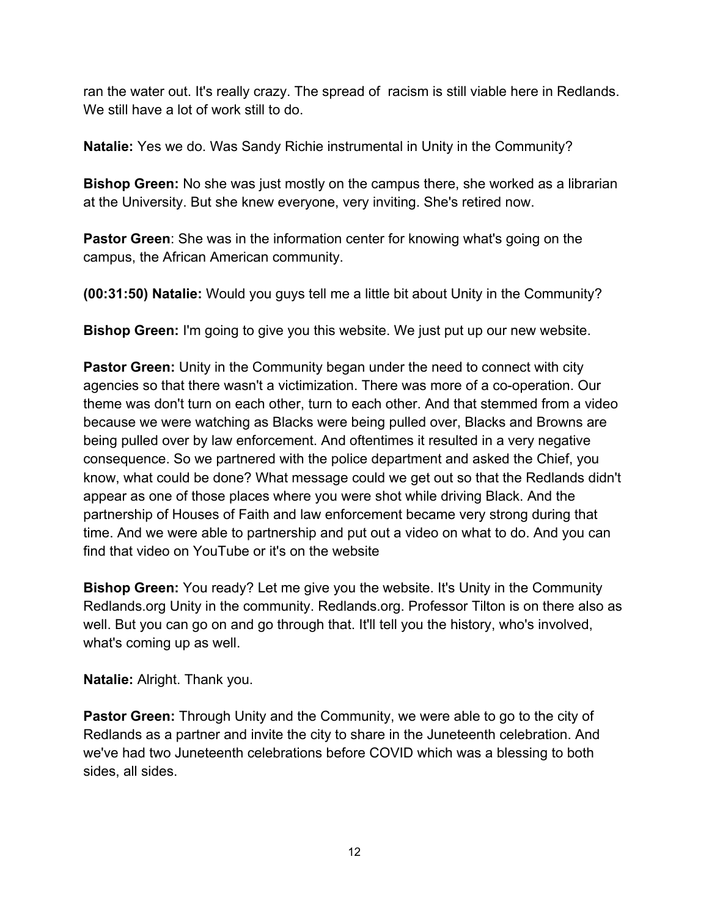ran the water out. It's really crazy. The spread of racism is still viable here in Redlands. We still have a lot of work still to do.

**Natalie:** Yes we do. Was Sandy Richie instrumental in Unity in the Community?

**Bishop Green:** No she was just mostly on the campus there, she worked as a librarian at the University. But she knew everyone, very inviting. She's retired now.

**Pastor Green**: She was in the information center for knowing what's going on the campus, the African American community.

**(00:31:50) Natalie:** Would you guys tell me a little bit about Unity in the Community?

**Bishop Green:** I'm going to give you this website. We just put up our new website.

**Pastor Green:** Unity in the Community began under the need to connect with city agencies so that there wasn't a victimization. There was more of a co-operation. Our theme was don't turn on each other, turn to each other. And that stemmed from a video because we were watching as Blacks were being pulled over, Blacks and Browns are being pulled over by law enforcement. And oftentimes it resulted in a very negative consequence. So we partnered with the police department and asked the Chief, you know, what could be done? What message could we get out so that the Redlands didn't appear as one of those places where you were shot while driving Black. And the partnership of Houses of Faith and law enforcement became very strong during that time. And we were able to partnership and put out a video on what to do. And you can find that video on YouTube or it's on the website

**Bishop Green:** You ready? Let me give you the website. It's Unity in the Community Redlands.org Unity in the community. Redlands.org. Professor Tilton is on there also as well. But you can go on and go through that. It'll tell you the history, who's involved, what's coming up as well.

**Natalie:** Alright. Thank you.

**Pastor Green:** Through Unity and the Community, we were able to go to the city of Redlands as a partner and invite the city to share in the Juneteenth celebration. And we've had two Juneteenth celebrations before COVID which was a blessing to both sides, all sides.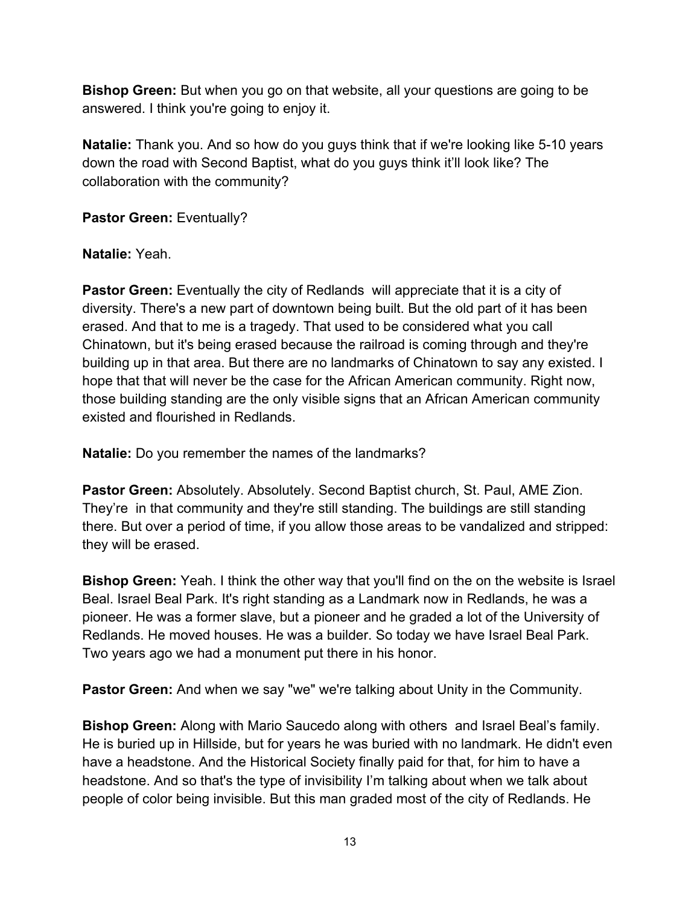**Bishop Green:** But when you go on that website, all your questions are going to be answered. I think you're going to enjoy it.

**Natalie:** Thank you. And so how do you guys think that if we're looking like 5-10 years down the road with Second Baptist, what do you guys think it'll look like? The collaboration with the community?

**Pastor Green:** Eventually?

**Natalie:** Yeah.

**Pastor Green:** Eventually the city of Redlands will appreciate that it is a city of diversity. There's a new part of downtown being built. But the old part of it has been erased. And that to me is a tragedy. That used to be considered what you call Chinatown, but it's being erased because the railroad is coming through and they're building up in that area. But there are no landmarks of Chinatown to say any existed. I hope that that will never be the case for the African American community. Right now, those building standing are the only visible signs that an African American community existed and flourished in Redlands.

**Natalie:** Do you remember the names of the landmarks?

**Pastor Green:** Absolutely. Absolutely. Second Baptist church, St. Paul, AME Zion. They're in that community and they're still standing. The buildings are still standing there. But over a period of time, if you allow those areas to be vandalized and stripped: they will be erased.

**Bishop Green:** Yeah. I think the other way that you'll find on the on the website is Israel Beal. Israel Beal Park. It's right standing as a Landmark now in Redlands, he was a pioneer. He was a former slave, but a pioneer and he graded a lot of the University of Redlands. He moved houses. He was a builder. So today we have Israel Beal Park. Two years ago we had a monument put there in his honor.

**Pastor Green:** And when we say "we" we're talking about Unity in the Community.

**Bishop Green:** Along with Mario Saucedo along with others and Israel Beal's family. He is buried up in Hillside, but for years he was buried with no landmark. He didn't even have a headstone. And the Historical Society finally paid for that, for him to have a headstone. And so that's the type of invisibility I'm talking about when we talk about people of color being invisible. But this man graded most of the city of Redlands. He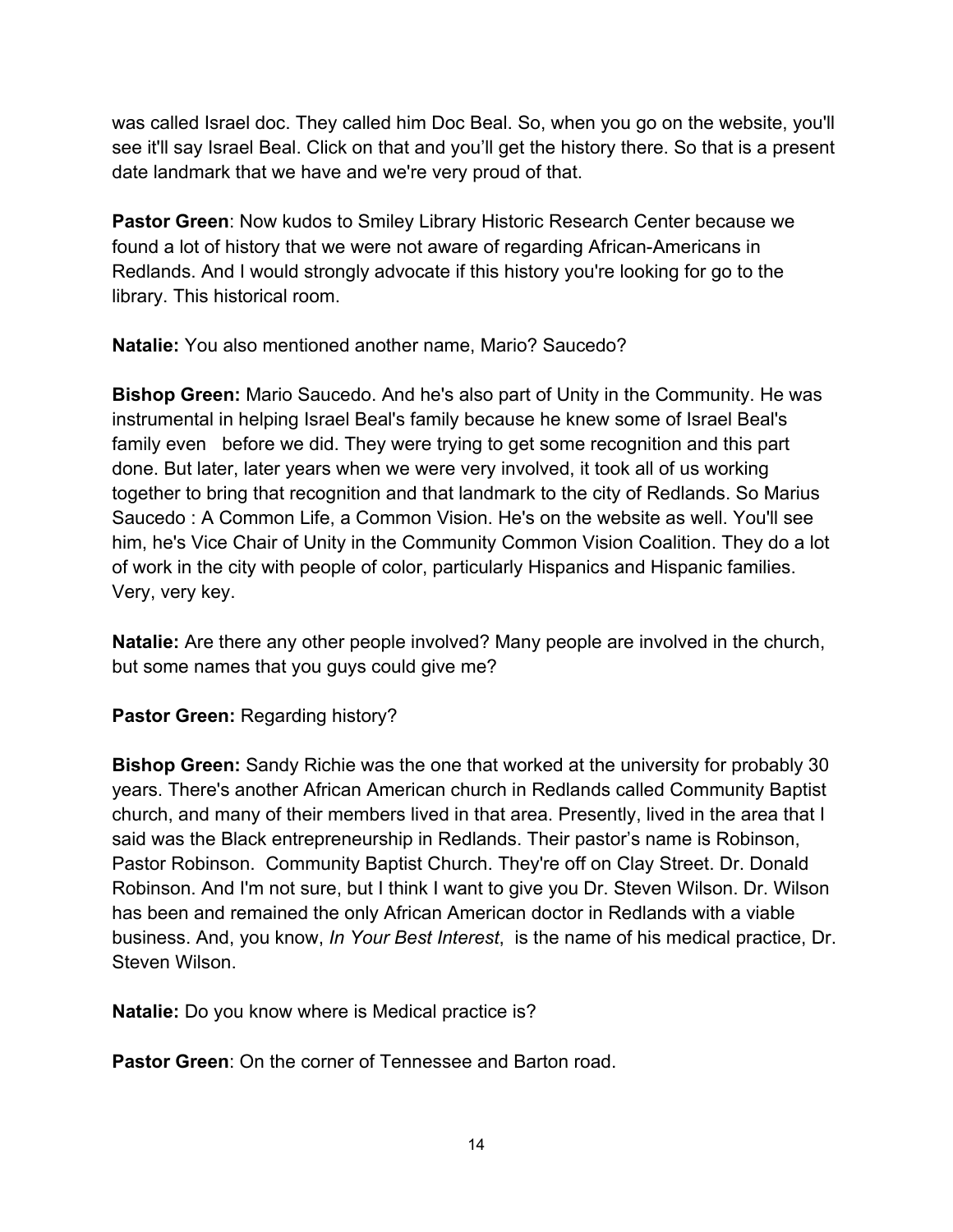was called Israel doc. They called him Doc Beal. So, when you go on the website, you'll see it'll say Israel Beal. Click on that and you'll get the history there. So that is a present date landmark that we have and we're very proud of that.

**Pastor Green**: Now kudos to Smiley Library Historic Research Center because we found a lot of history that we were not aware of regarding African-Americans in Redlands. And I would strongly advocate if this history you're looking for go to the library. This historical room.

**Natalie:** You also mentioned another name, Mario? Saucedo?

**Bishop Green:** Mario Saucedo. And he's also part of Unity in the Community. He was instrumental in helping Israel Beal's family because he knew some of Israel Beal's family even before we did. They were trying to get some recognition and this part done. But later, later years when we were very involved, it took all of us working together to bring that recognition and that landmark to the city of Redlands. So Marius Saucedo : A Common Life, a Common Vision. He's on the website as well. You'll see him, he's Vice Chair of Unity in the Community Common Vision Coalition. They do a lot of work in the city with people of color, particularly Hispanics and Hispanic families. Very, very key.

**Natalie:** Are there any other people involved? Many people are involved in the church, but some names that you guys could give me?

**Pastor Green:** Regarding history?

**Bishop Green:** Sandy Richie was the one that worked at the university for probably 30 years. There's another African American church in Redlands called Community Baptist church, and many of their members lived in that area. Presently, lived in the area that I said was the Black entrepreneurship in Redlands. Their pastor's name is Robinson, Pastor Robinson. Community Baptist Church. They're off on Clay Street. Dr. Donald Robinson. And I'm not sure, but I think I want to give you Dr. Steven Wilson. Dr. Wilson has been and remained the only African American doctor in Redlands with a viable business. And, you know, *In Your Best Interest*, is the name of his medical practice, Dr. Steven Wilson.

**Natalie:** Do you know where is Medical practice is?

**Pastor Green**: On the corner of Tennessee and Barton road.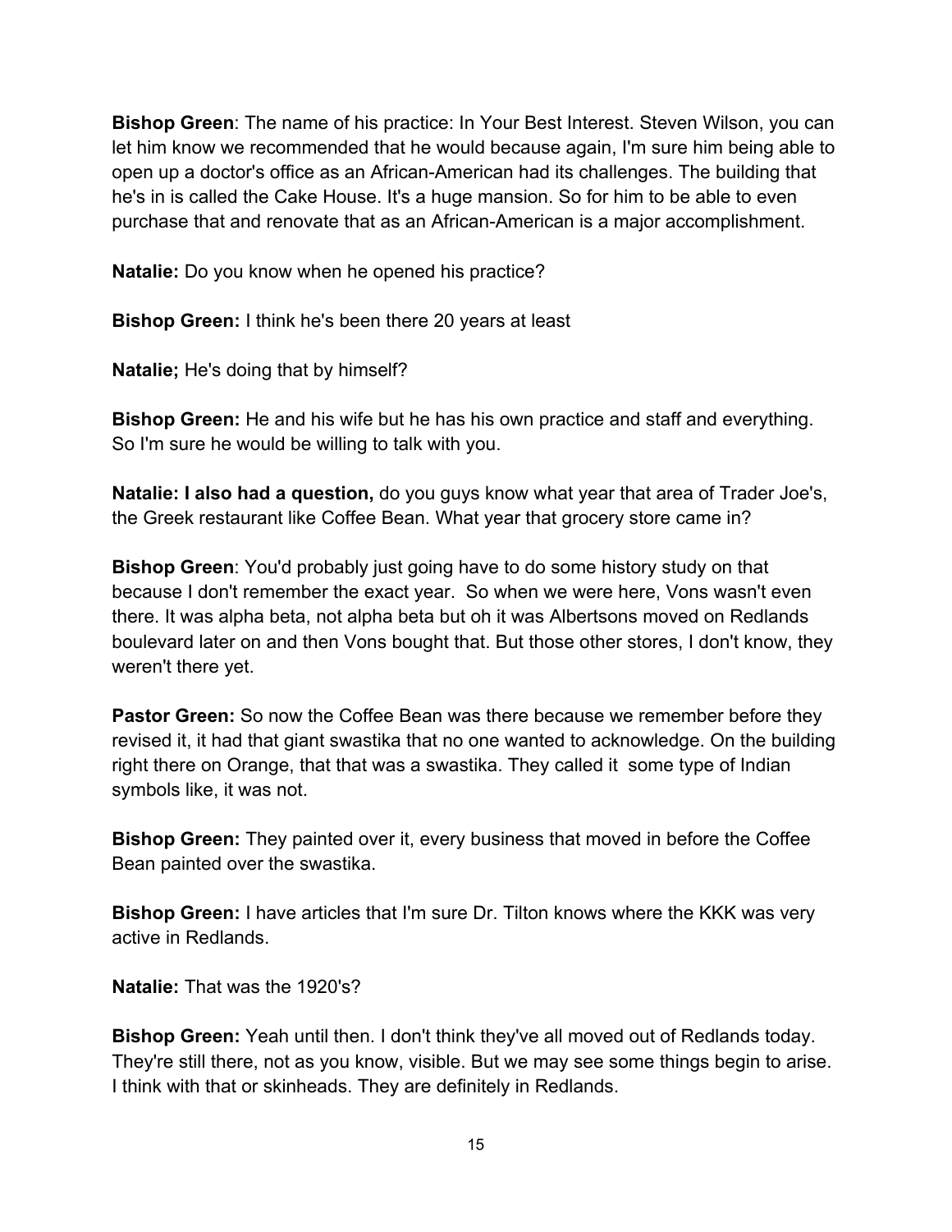**Bishop Green**: The name of his practice: In Your Best Interest. Steven Wilson, you can let him know we recommended that he would because again, I'm sure him being able to open up a doctor's office as an African-American had its challenges. The building that he's in is called the Cake House. It's a huge mansion. So for him to be able to even purchase that and renovate that as an African-American is a major accomplishment.

**Natalie:** Do you know when he opened his practice?

**Bishop Green:** I think he's been there 20 years at least

**Natalie;** He's doing that by himself?

**Bishop Green:** He and his wife but he has his own practice and staff and everything. So I'm sure he would be willing to talk with you.

**Natalie: I also had a question,** do you guys know what year that area of Trader Joe's, the Greek restaurant like Coffee Bean. What year that grocery store came in?

**Bishop Green**: You'd probably just going have to do some history study on that because I don't remember the exact year. So when we were here, Vons wasn't even there. It was alpha beta, not alpha beta but oh it was Albertsons moved on Redlands boulevard later on and then Vons bought that. But those other stores, I don't know, they weren't there yet.

**Pastor Green:** So now the Coffee Bean was there because we remember before they revised it, it had that giant swastika that no one wanted to acknowledge. On the building right there on Orange, that that was a swastika. They called it some type of Indian symbols like, it was not.

**Bishop Green:** They painted over it, every business that moved in before the Coffee Bean painted over the swastika.

**Bishop Green:** I have articles that I'm sure Dr. Tilton knows where the KKK was very active in Redlands.

**Natalie:** That was the 1920's?

**Bishop Green:** Yeah until then. I don't think they've all moved out of Redlands today. They're still there, not as you know, visible. But we may see some things begin to arise. I think with that or skinheads. They are definitely in Redlands.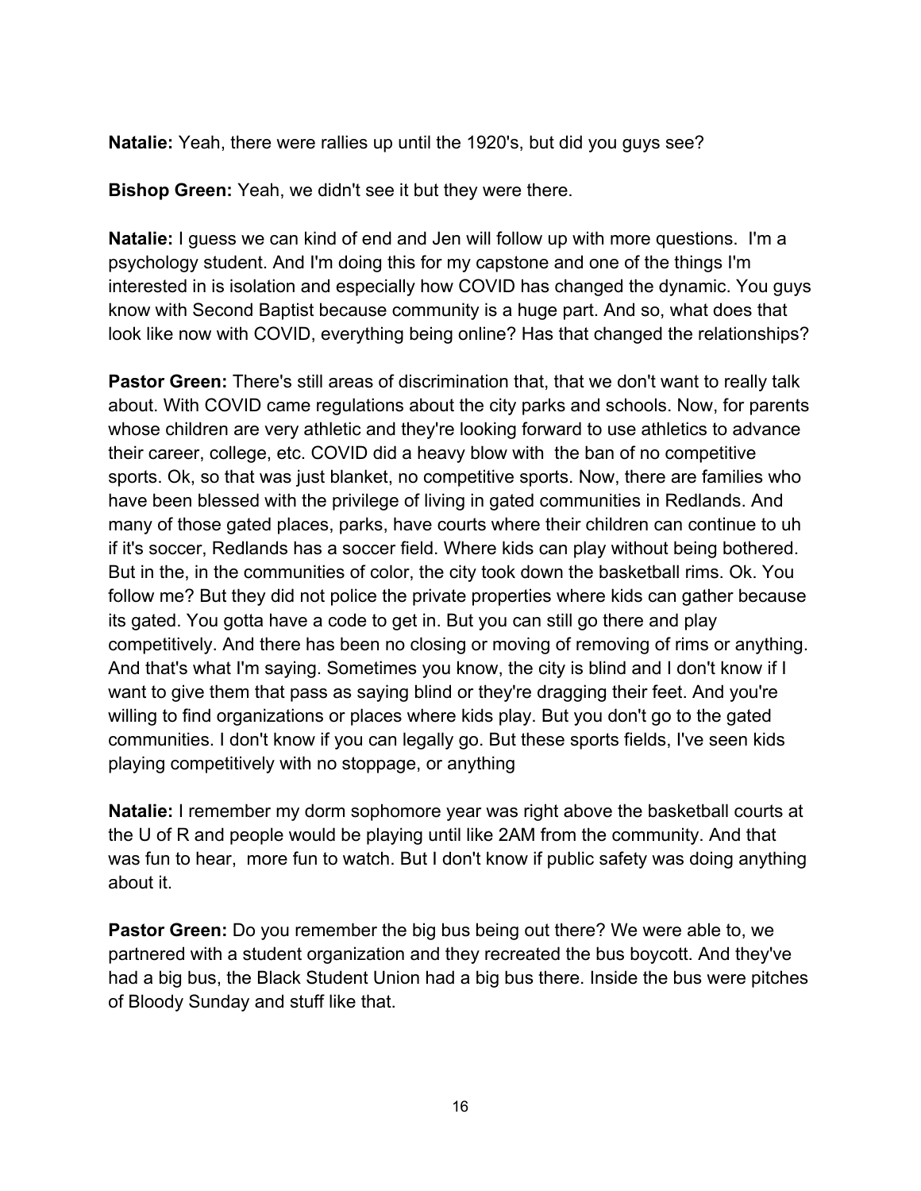**Natalie:** Yeah, there were rallies up until the 1920's, but did you guys see?

**Bishop Green:** Yeah, we didn't see it but they were there.

**Natalie:** I guess we can kind of end and Jen will follow up with more questions. I'm a psychology student. And I'm doing this for my capstone and one of the things I'm interested in is isolation and especially how COVID has changed the dynamic. You guys know with Second Baptist because community is a huge part. And so, what does that look like now with COVID, everything being online? Has that changed the relationships?

**Pastor Green:** There's still areas of discrimination that, that we don't want to really talk about. With COVID came regulations about the city parks and schools. Now, for parents whose children are very athletic and they're looking forward to use athletics to advance their career, college, etc. COVID did a heavy blow with the ban of no competitive sports. Ok, so that was just blanket, no competitive sports. Now, there are families who have been blessed with the privilege of living in gated communities in Redlands. And many of those gated places, parks, have courts where their children can continue to uh if it's soccer, Redlands has a soccer field. Where kids can play without being bothered. But in the, in the communities of color, the city took down the basketball rims. Ok. You follow me? But they did not police the private properties where kids can gather because its gated. You gotta have a code to get in. But you can still go there and play competitively. And there has been no closing or moving of removing of rims or anything. And that's what I'm saying. Sometimes you know, the city is blind and I don't know if I want to give them that pass as saying blind or they're dragging their feet. And you're willing to find organizations or places where kids play. But you don't go to the gated communities. I don't know if you can legally go. But these sports fields, I've seen kids playing competitively with no stoppage, or anything

**Natalie:** I remember my dorm sophomore year was right above the basketball courts at the U of R and people would be playing until like 2AM from the community. And that was fun to hear, more fun to watch. But I don't know if public safety was doing anything about it.

**Pastor Green:** Do you remember the big bus being out there? We were able to, we partnered with a student organization and they recreated the bus boycott. And they've had a big bus, the Black Student Union had a big bus there. Inside the bus were pitches of Bloody Sunday and stuff like that.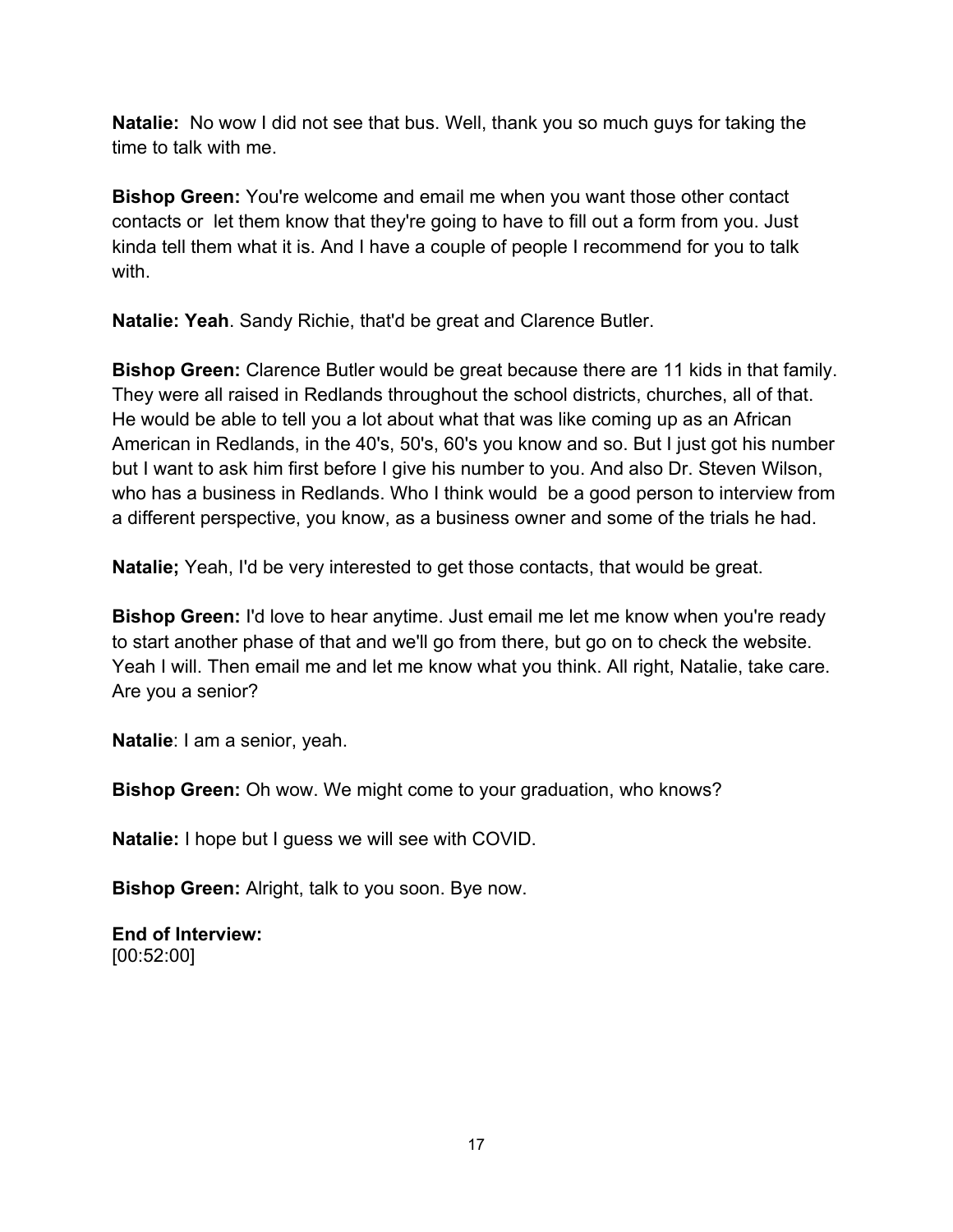**Natalie:** No wow I did not see that bus. Well, thank you so much guys for taking the time to talk with me.

**Bishop Green:** You're welcome and email me when you want those other contact contacts or let them know that they're going to have to fill out a form from you. Just kinda tell them what it is. And I have a couple of people I recommend for you to talk with.

**Natalie: Yeah**. Sandy Richie, that'd be great and Clarence Butler.

**Bishop Green:** Clarence Butler would be great because there are 11 kids in that family. They were all raised in Redlands throughout the school districts, churches, all of that. He would be able to tell you a lot about what that was like coming up as an African American in Redlands, in the 40's, 50's, 60's you know and so. But I just got his number but I want to ask him first before I give his number to you. And also Dr. Steven Wilson, who has a business in Redlands. Who I think would be a good person to interview from a different perspective, you know, as a business owner and some of the trials he had.

**Natalie;** Yeah, I'd be very interested to get those contacts, that would be great.

**Bishop Green:** I'd love to hear anytime. Just email me let me know when you're ready to start another phase of that and we'll go from there, but go on to check the website. Yeah I will. Then email me and let me know what you think. All right, Natalie, take care. Are you a senior?

**Natalie**: I am a senior, yeah.

**Bishop Green:** Oh wow. We might come to your graduation, who knows?

**Natalie:** I hope but I guess we will see with COVID.

**Bishop Green:** Alright, talk to you soon. Bye now.

**End of Interview:**
[00:52:00]